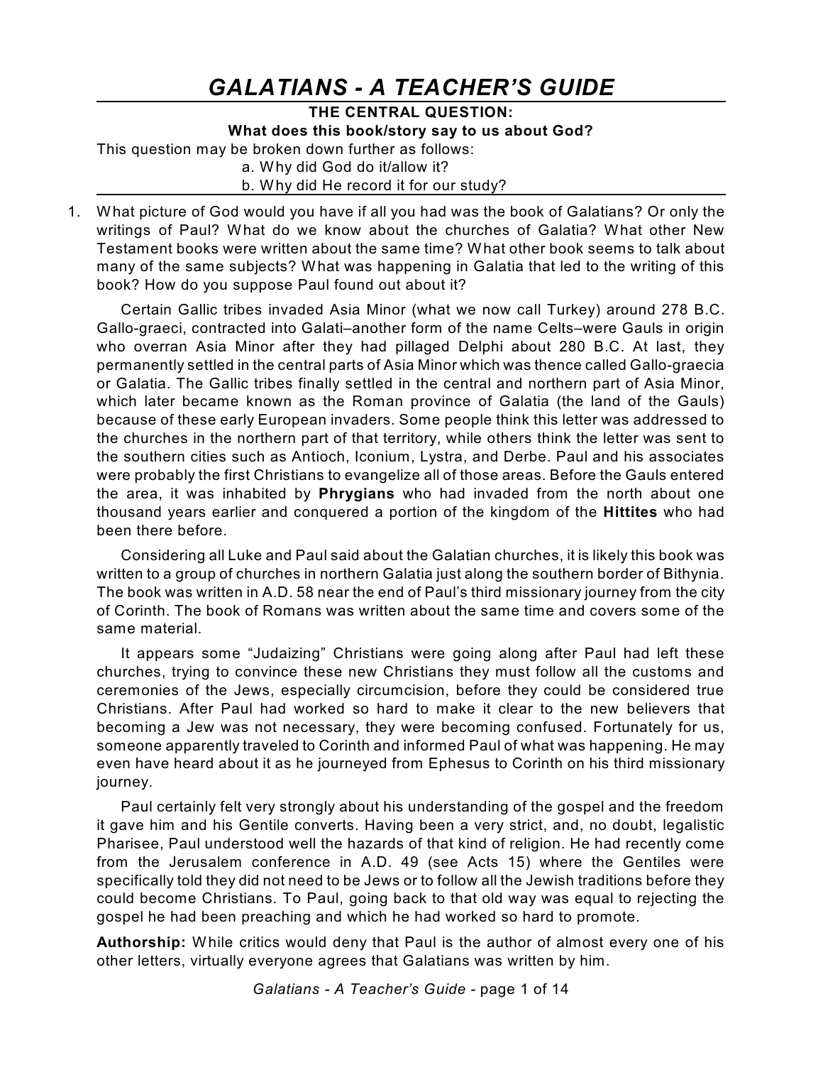# GALATIANS - A TEACHER'S GUIDE

**THE CENTRAL QUESTION:**
**What does this book/story say to us about God?**

This question may be broken down further as follows:

a. Why did God do it/allow it?
b. Why did He record it for our study?

1. What picture of God would you have if all you had was the book of Galatians? Or only the writings of Paul? What do we know about the churches of Galatia? What other New Testament books were written about the same time? What other book seems to talk about many of the same subjects? What was happening in Galatia that led to the writing of this book? How do you suppose Paul found out about it?

   Certain Gallic tribes invaded Asia Minor (what we now call Turkey) around 278 B.C. Gallo-graeci, contracted into Galati–another form of the name Celts–were Gauls in origin who overran Asia Minor after they had pillaged Delphi about 280 B.C. At last, they permanently settled in the central parts of Asia Minor which was thence called Gallo-graecia or Galatia. The Gallic tribes finally settled in the central and northern part of Asia Minor, which later became known as the Roman province of Galatia (the land of the Gauls) because of these early European invaders. Some people think this letter was addressed to the churches in the northern part of that territory, while others think the letter was sent to the southern cities such as Antioch, Iconium, Lystra, and Derbe. Paul and his associates were probably the first Christians to evangelize all of those areas. Before the Gauls entered the area, it was inhabited by **Phrygians** who had invaded from the north about one thousand years earlier and conquered a portion of the kingdom of the **Hittites** who had been there before.

   Considering all Luke and Paul said about the Galatian churches, it is likely this book was written to a group of churches in northern Galatia just along the southern border of Bithynia. The book was written in A.D. 58 near the end of Paul's third missionary journey from the city of Corinth. The book of Romans was written about the same time and covers some of the same material.

   It appears some "Judaizing" Christians were going along after Paul had left these churches, trying to convince these new Christians they must follow all the customs and ceremonies of the Jews, especially circumcision, before they could be considered true Christians. After Paul had worked so hard to make it clear to the new believers that becoming a Jew was not necessary, they were becoming confused. Fortunately for us, someone apparently traveled to Corinth and informed Paul of what was happening. He may even have heard about it as he journeyed from Ephesus to Corinth on his third missionary journey.

   Paul certainly felt very strongly about his understanding of the gospel and the freedom it gave him and his Gentile converts. Having been a very strict, and, no doubt, legalistic Pharisee, Paul understood well the hazards of that kind of religion. He had recently come from the Jerusalem conference in A.D. 49 (see Acts 15) where the Gentiles were specifically told they did not need to be Jews or to follow all the Jewish traditions before they could become Christians. To Paul, going back to that old way was equal to rejecting the gospel he had been preaching and which he had worked so hard to promote.

**Authorship:** While critics would deny that Paul is the author of almost every one of his other letters, virtually everyone agrees that Galatians was written by him.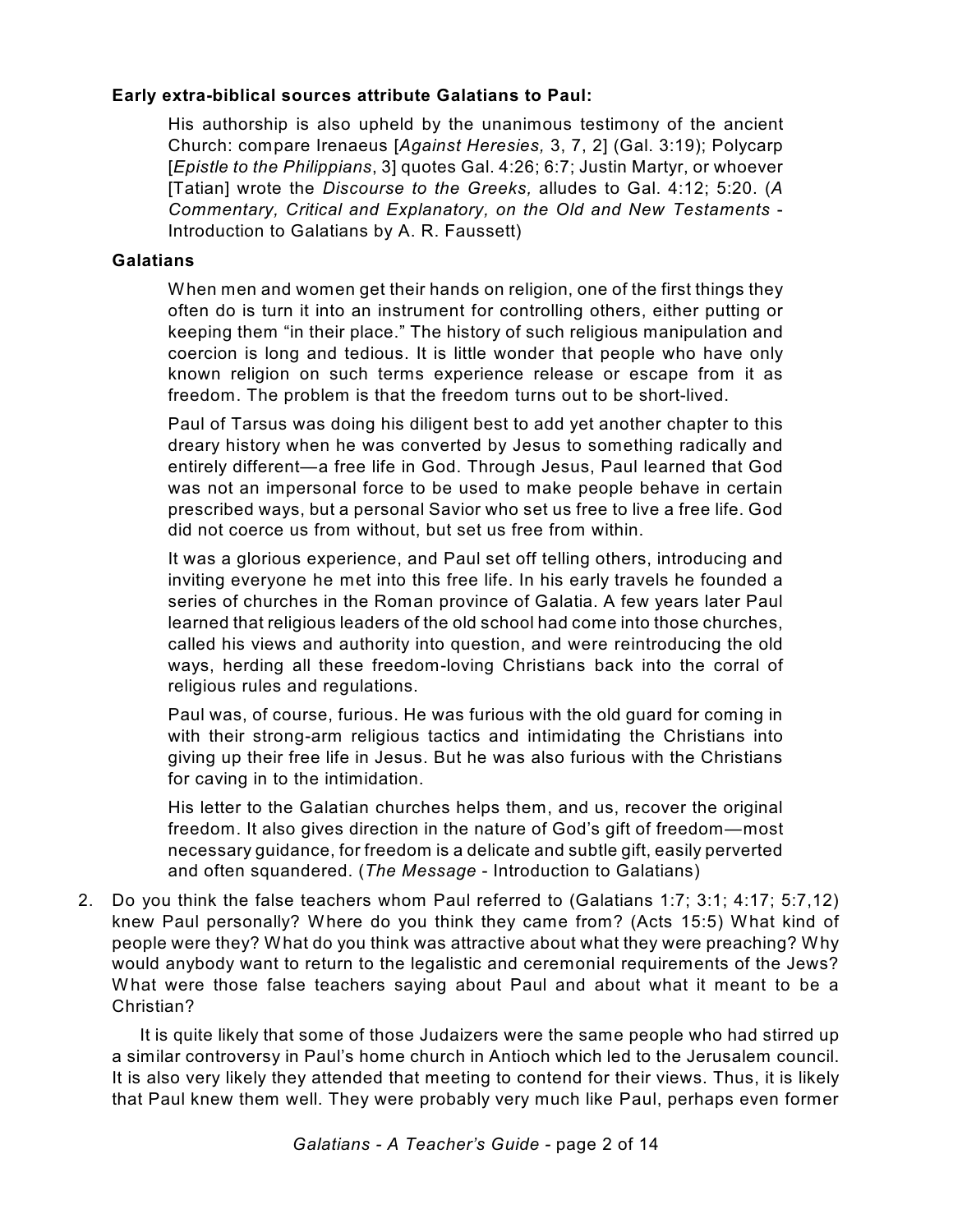**Early extra-biblical sources attribute Galatians to Paul:**

> His authorship is also upheld by the unanimous testimony of the ancient Church: compare Irenaeus [*Against Heresies,* 3, 7, 2] (Gal. 3:19); Polycarp [*Epistle to the Philippians*, 3] quotes Gal. 4:26; 6:7; Justin Martyr, or whoever [Tatian] wrote the *Discourse to the Greeks,* alludes to Gal. 4:12; 5:20. (*A Commentary, Critical and Explanatory, on the Old and New Testaments* - Introduction to Galatians by A. R. Faussett)

**Galatians**

> When men and women get their hands on religion, one of the first things they often do is turn it into an instrument for controlling others, either putting or keeping them "in their place." The history of such religious manipulation and coercion is long and tedious. It is little wonder that people who have only known religion on such terms experience release or escape from it as freedom. The problem is that the freedom turns out to be short-lived.
>
> Paul of Tarsus was doing his diligent best to add yet another chapter to this dreary history when he was converted by Jesus to something radically and entirely different—a free life in God. Through Jesus, Paul learned that God was not an impersonal force to be used to make people behave in certain prescribed ways, but a personal Savior who set us free to live a free life. God did not coerce us from without, but set us free from within.
>
> It was a glorious experience, and Paul set off telling others, introducing and inviting everyone he met into this free life. In his early travels he founded a series of churches in the Roman province of Galatia. A few years later Paul learned that religious leaders of the old school had come into those churches, called his views and authority into question, and were reintroducing the old ways, herding all these freedom-loving Christians back into the corral of religious rules and regulations.
>
> Paul was, of course, furious. He was furious with the old guard for coming in with their strong-arm religious tactics and intimidating the Christians into giving up their free life in Jesus. But he was also furious with the Christians for caving in to the intimidation.
>
> His letter to the Galatian churches helps them, and us, recover the original freedom. It also gives direction in the nature of God's gift of freedom—most necessary guidance, for freedom is a delicate and subtle gift, easily perverted and often squandered. (*The Message* - Introduction to Galatians)

2. Do you think the false teachers whom Paul referred to (Galatians 1:7; 3:1; 4:17; 5:7,12) knew Paul personally? Where do you think they came from? (Acts 15:5) What kind of people were they? What do you think was attractive about what they were preaching? Why would anybody want to return to the legalistic and ceremonial requirements of the Jews? What were those false teachers saying about Paul and about what it meant to be a Christian?

It is quite likely that some of those Judaizers were the same people who had stirred up a similar controversy in Paul's home church in Antioch which led to the Jerusalem council. It is also very likely they attended that meeting to contend for their views. Thus, it is likely that Paul knew them well. They were probably very much like Paul, perhaps even former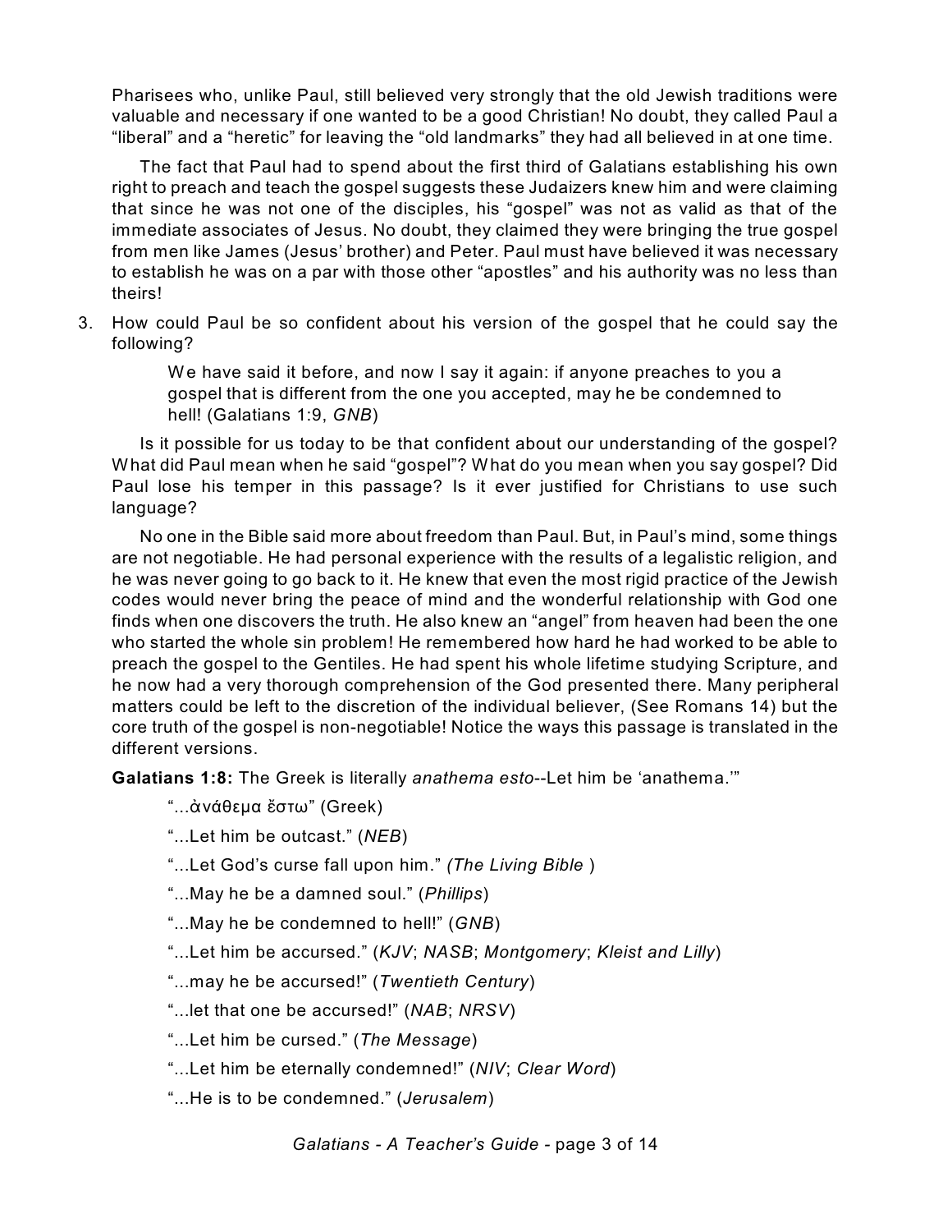Pharisees who, unlike Paul, still believed very strongly that the old Jewish traditions were valuable and necessary if one wanted to be a good Christian! No doubt, they called Paul a "liberal" and a "heretic" for leaving the "old landmarks" they had all believed in at one time.

The fact that Paul had to spend about the first third of Galatians establishing his own right to preach and teach the gospel suggests these Judaizers knew him and were claiming that since he was not one of the disciples, his "gospel" was not as valid as that of the immediate associates of Jesus. No doubt, they claimed they were bringing the true gospel from men like James (Jesus' brother) and Peter. Paul must have believed it was necessary to establish he was on a par with those other "apostles" and his authority was no less than theirs!

3. How could Paul be so confident about his version of the gospel that he could say the following?

> We have said it before, and now I say it again: if anyone preaches to you a gospel that is different from the one you accepted, may he be condemned to hell! (Galatians 1:9, *GNB*)

Is it possible for us today to be that confident about our understanding of the gospel? What did Paul mean when he said "gospel"? What do you mean when you say gospel? Did Paul lose his temper in this passage? Is it ever justified for Christians to use such language?

No one in the Bible said more about freedom than Paul. But, in Paul's mind, some things are not negotiable. He had personal experience with the results of a legalistic religion, and he was never going to go back to it. He knew that even the most rigid practice of the Jewish codes would never bring the peace of mind and the wonderful relationship with God one finds when one discovers the truth. He also knew an "angel" from heaven had been the one who started the whole sin problem! He remembered how hard he had worked to be able to preach the gospel to the Gentiles. He had spent his whole lifetime studying Scripture, and he now had a very thorough comprehension of the God presented there. Many peripheral matters could be left to the discretion of the individual believer, (See Romans 14) but the core truth of the gospel is non-negotiable! Notice the ways this passage is translated in the different versions.

**Galatians 1:8:** The Greek is literally *anathema esto*--Let him be 'anathema.'"

> "...ἀνάθεμα ἔστω" (Greek)
>
> "...Let him be outcast." (*NEB*)
>
> "...Let God's curse fall upon him." (*The Living Bible* )
>
> "...May he be a damned soul." (*Phillips*)
>
> "...May he be condemned to hell!" (*GNB*)
>
> "...Let him be accursed." (*KJV*; *NASB*; *Montgomery*; *Kleist and Lilly*)
>
> "...may he be accursed!" (*Twentieth Century*)
>
> "...let that one be accursed!" (*NAB*; *NRSV*)
>
> "...Let him be cursed." (*The Message*)
>
> "...Let him be eternally condemned!" (*NIV*; *Clear Word*)
>
> "...He is to be condemned." (*Jerusalem*)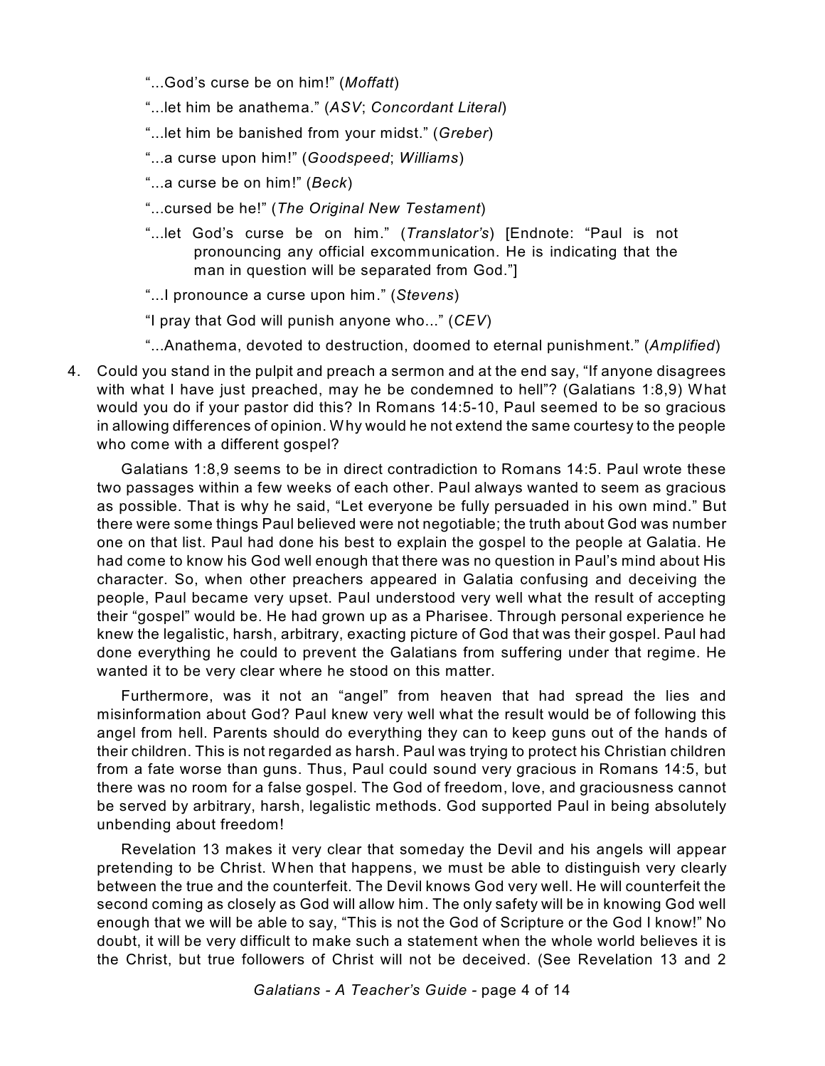"...God's curse be on him!" (*Moffatt*)

"...let him be anathema." (*ASV*; *Concordant Literal*)

"...let him be banished from your midst." (*Greber*)

"...a curse upon him!" (*Goodspeed*; *Williams*)

"...a curse be on him!" (*Beck*)

"...cursed be he!" (*The Original New Testament*)

"...let God's curse be on him." (*Translator's*) [Endnote: "Paul is not pronouncing any official excommunication. He is indicating that the man in question will be separated from God."]

"...I pronounce a curse upon him." (*Stevens*)

"I pray that God will punish anyone who..." (*CEV*)

"...Anathema, devoted to destruction, doomed to eternal punishment." (*Amplified*)

4. Could you stand in the pulpit and preach a sermon and at the end say, "If anyone disagrees with what I have just preached, may he be condemned to hell"? (Galatians 1:8,9) What would you do if your pastor did this? In Romans 14:5-10, Paul seemed to be so gracious in allowing differences of opinion. Why would he not extend the same courtesy to the people who come with a different gospel?

   Galatians 1:8,9 seems to be in direct contradiction to Romans 14:5. Paul wrote these two passages within a few weeks of each other. Paul always wanted to seem as gracious as possible. That is why he said, "Let everyone be fully persuaded in his own mind." But there were some things Paul believed were not negotiable; the truth about God was number one on that list. Paul had done his best to explain the gospel to the people at Galatia. He had come to know his God well enough that there was no question in Paul's mind about His character. So, when other preachers appeared in Galatia confusing and deceiving the people, Paul became very upset. Paul understood very well what the result of accepting their "gospel" would be. He had grown up as a Pharisee. Through personal experience he knew the legalistic, harsh, arbitrary, exacting picture of God that was their gospel. Paul had done everything he could to prevent the Galatians from suffering under that regime. He wanted it to be very clear where he stood on this matter.

   Furthermore, was it not an "angel" from heaven that had spread the lies and misinformation about God? Paul knew very well what the result would be of following this angel from hell. Parents should do everything they can to keep guns out of the hands of their children. This is not regarded as harsh. Paul was trying to protect his Christian children from a fate worse than guns. Thus, Paul could sound very gracious in Romans 14:5, but there was no room for a false gospel. The God of freedom, love, and graciousness cannot be served by arbitrary, harsh, legalistic methods. God supported Paul in being absolutely unbending about freedom!

   Revelation 13 makes it very clear that someday the Devil and his angels will appear pretending to be Christ. When that happens, we must be able to distinguish very clearly between the true and the counterfeit. The Devil knows God very well. He will counterfeit the second coming as closely as God will allow him. The only safety will be in knowing God well enough that we will be able to say, "This is not the God of Scripture or the God I know!" No doubt, it will be very difficult to make such a statement when the whole world believes it is the Christ, but true followers of Christ will not be deceived. (See Revelation 13 and 2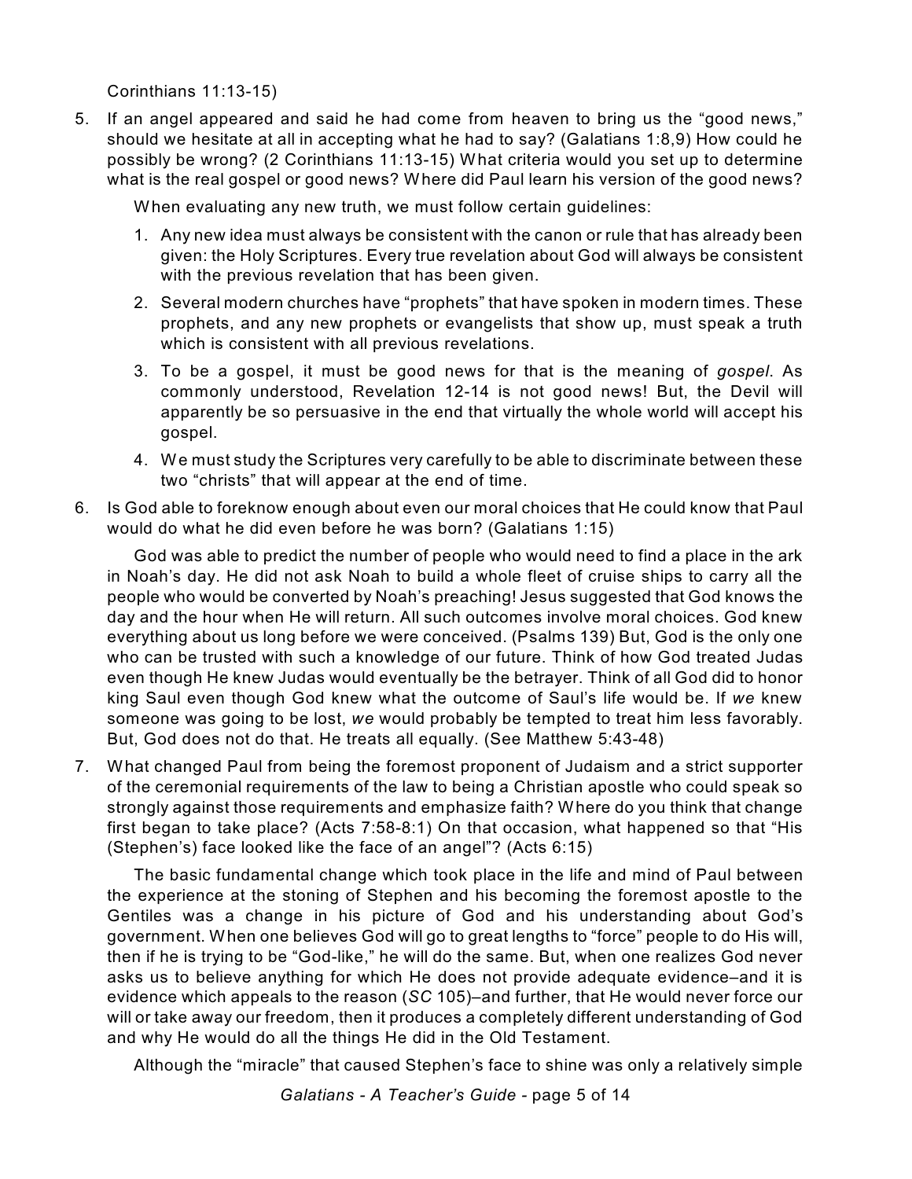Corinthians 11:13-15)

5. If an angel appeared and said he had come from heaven to bring us the "good news," should we hesitate at all in accepting what he had to say? (Galatians 1:8,9) How could he possibly be wrong? (2 Corinthians 11:13-15) What criteria would you set up to determine what is the real gospel or good news? Where did Paul learn his version of the good news?

   When evaluating any new truth, we must follow certain guidelines:

   1. Any new idea must always be consistent with the canon or rule that has already been given: the Holy Scriptures. Every true revelation about God will always be consistent with the previous revelation that has been given.
   2. Several modern churches have "prophets" that have spoken in modern times. These prophets, and any new prophets or evangelists that show up, must speak a truth which is consistent with all previous revelations.
   3. To be a gospel, it must be good news for that is the meaning of *gospel*. As commonly understood, Revelation 12-14 is not good news! But, the Devil will apparently be so persuasive in the end that virtually the whole world will accept his gospel.
   4. We must study the Scriptures very carefully to be able to discriminate between these two "christs" that will appear at the end of time.

6. Is God able to foreknow enough about even our moral choices that He could know that Paul would do what he did even before he was born? (Galatians 1:15)

   God was able to predict the number of people who would need to find a place in the ark in Noah's day. He did not ask Noah to build a whole fleet of cruise ships to carry all the people who would be converted by Noah's preaching! Jesus suggested that God knows the day and the hour when He will return. All such outcomes involve moral choices. God knew everything about us long before we were conceived. (Psalms 139) But, God is the only one who can be trusted with such a knowledge of our future. Think of how God treated Judas even though He knew Judas would eventually be the betrayer. Think of all God did to honor king Saul even though God knew what the outcome of Saul's life would be. If *we* knew someone was going to be lost, *we* would probably be tempted to treat him less favorably. But, God does not do that. He treats all equally. (See Matthew 5:43-48)

7. What changed Paul from being the foremost proponent of Judaism and a strict supporter of the ceremonial requirements of the law to being a Christian apostle who could speak so strongly against those requirements and emphasize faith? Where do you think that change first began to take place? (Acts 7:58-8:1) On that occasion, what happened so that "His (Stephen's) face looked like the face of an angel"? (Acts 6:15)

   The basic fundamental change which took place in the life and mind of Paul between the experience at the stoning of Stephen and his becoming the foremost apostle to the Gentiles was a change in his picture of God and his understanding about God's government. When one believes God will go to great lengths to "force" people to do His will, then if he is trying to be "God-like," he will do the same. But, when one realizes God never asks us to believe anything for which He does not provide adequate evidence–and it is evidence which appeals to the reason (*SC* 105)–and further, that He would never force our will or take away our freedom, then it produces a completely different understanding of God and why He would do all the things He did in the Old Testament.

   Although the "miracle" that caused Stephen's face to shine was only a relatively simple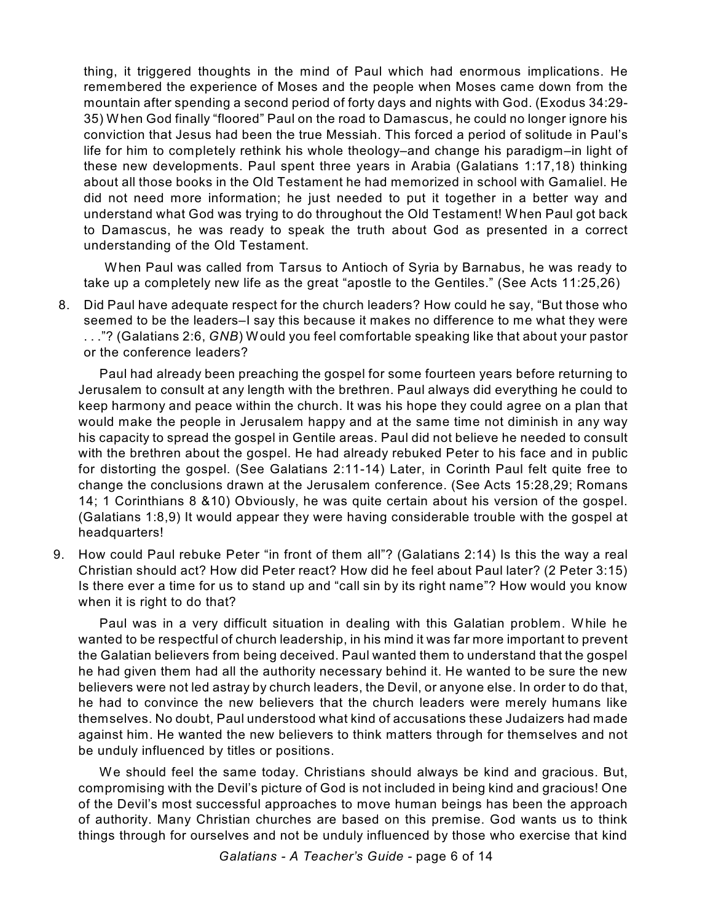thing, it triggered thoughts in the mind of Paul which had enormous implications. He remembered the experience of Moses and the people when Moses came down from the mountain after spending a second period of forty days and nights with God. (Exodus 34:29-35) When God finally "floored" Paul on the road to Damascus, he could no longer ignore his conviction that Jesus had been the true Messiah. This forced a period of solitude in Paul's life for him to completely rethink his whole theology–and change his paradigm–in light of these new developments. Paul spent three years in Arabia (Galatians 1:17,18) thinking about all those books in the Old Testament he had memorized in school with Gamaliel. He did not need more information; he just needed to put it together in a better way and understand what God was trying to do throughout the Old Testament! When Paul got back to Damascus, he was ready to speak the truth about God as presented in a correct understanding of the Old Testament.

When Paul was called from Tarsus to Antioch of Syria by Barnabus, he was ready to take up a completely new life as the great "apostle to the Gentiles." (See Acts 11:25,26)

8. Did Paul have adequate respect for the church leaders? How could he say, "But those who seemed to be the leaders–I say this because it makes no difference to me what they were . . ."? (Galatians 2:6, *GNB*) Would you feel comfortable speaking like that about your pastor or the conference leaders?

   Paul had already been preaching the gospel for some fourteen years before returning to Jerusalem to consult at any length with the brethren. Paul always did everything he could to keep harmony and peace within the church. It was his hope they could agree on a plan that would make the people in Jerusalem happy and at the same time not diminish in any way his capacity to spread the gospel in Gentile areas. Paul did not believe he needed to consult with the brethren about the gospel. He had already rebuked Peter to his face and in public for distorting the gospel. (See Galatians 2:11-14) Later, in Corinth Paul felt quite free to change the conclusions drawn at the Jerusalem conference. (See Acts 15:28,29; Romans 14; 1 Corinthians 8 &10) Obviously, he was quite certain about his version of the gospel. (Galatians 1:8,9) It would appear they were having considerable trouble with the gospel at headquarters!

9. How could Paul rebuke Peter "in front of them all"? (Galatians 2:14) Is this the way a real Christian should act? How did Peter react? How did he feel about Paul later? (2 Peter 3:15) Is there ever a time for us to stand up and "call sin by its right name"? How would you know when it is right to do that?

   Paul was in a very difficult situation in dealing with this Galatian problem. While he wanted to be respectful of church leadership, in his mind it was far more important to prevent the Galatian believers from being deceived. Paul wanted them to understand that the gospel he had given them had all the authority necessary behind it. He wanted to be sure the new believers were not led astray by church leaders, the Devil, or anyone else. In order to do that, he had to convince the new believers that the church leaders were merely humans like themselves. No doubt, Paul understood what kind of accusations these Judaizers had made against him. He wanted the new believers to think matters through for themselves and not be unduly influenced by titles or positions.

   We should feel the same today. Christians should always be kind and gracious. But, compromising with the Devil's picture of God is not included in being kind and gracious! One of the Devil's most successful approaches to move human beings has been the approach of authority. Many Christian churches are based on this premise. God wants us to think things through for ourselves and not be unduly influenced by those who exercise that kind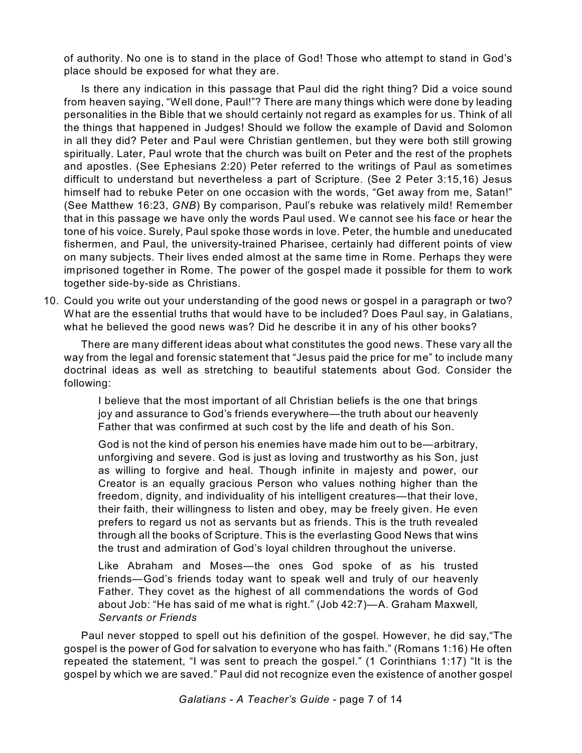of authority. No one is to stand in the place of God! Those who attempt to stand in God's place should be exposed for what they are.

Is there any indication in this passage that Paul did the right thing? Did a voice sound from heaven saying, "Well done, Paul!"? There are many things which were done by leading personalities in the Bible that we should certainly not regard as examples for us. Think of all the things that happened in Judges! Should we follow the example of David and Solomon in all they did? Peter and Paul were Christian gentlemen, but they were both still growing spiritually. Later, Paul wrote that the church was built on Peter and the rest of the prophets and apostles. (See Ephesians 2:20) Peter referred to the writings of Paul as sometimes difficult to understand but nevertheless a part of Scripture. (See 2 Peter 3:15,16) Jesus himself had to rebuke Peter on one occasion with the words, "Get away from me, Satan!" (See Matthew 16:23, *GNB*) By comparison, Paul's rebuke was relatively mild! Remember that in this passage we have only the words Paul used. We cannot see his face or hear the tone of his voice. Surely, Paul spoke those words in love. Peter, the humble and uneducated fishermen, and Paul, the university-trained Pharisee, certainly had different points of view on many subjects. Their lives ended almost at the same time in Rome. Perhaps they were imprisoned together in Rome. The power of the gospel made it possible for them to work together side-by-side as Christians.

10. Could you write out your understanding of the good news or gospel in a paragraph or two? What are the essential truths that would have to be included? Does Paul say, in Galatians, what he believed the good news was? Did he describe it in any of his other books?

    There are many different ideas about what constitutes the good news. These vary all the way from the legal and forensic statement that "Jesus paid the price for me" to include many doctrinal ideas as well as stretching to beautiful statements about God. Consider the following:

    > I believe that the most important of all Christian beliefs is the one that brings joy and assurance to God's friends everywhere—the truth about our heavenly Father that was confirmed at such cost by the life and death of his Son.
    >
    > God is not the kind of person his enemies have made him out to be—arbitrary, unforgiving and severe. God is just as loving and trustworthy as his Son, just as willing to forgive and heal. Though infinite in majesty and power, our Creator is an equally gracious Person who values nothing higher than the freedom, dignity, and individuality of his intelligent creatures—that their love, their faith, their willingness to listen and obey, may be freely given. He even prefers to regard us not as servants but as friends. This is the truth revealed through all the books of Scripture. This is the everlasting Good News that wins the trust and admiration of God's loyal children throughout the universe.
    >
    > Like Abraham and Moses—the ones God spoke of as his trusted friends—God's friends today want to speak well and truly of our heavenly Father. They covet as the highest of all commendations the words of God about Job: "He has said of me what is right." (Job 42:7)—A. Graham Maxwell*, Servants or Friends*

Paul never stopped to spell out his definition of the gospel. However, he did say,"The gospel is the power of God for salvation to everyone who has faith." (Romans 1:16) He often repeated the statement, "I was sent to preach the gospel." (1 Corinthians 1:17) "It is the gospel by which we are saved." Paul did not recognize even the existence of another gospel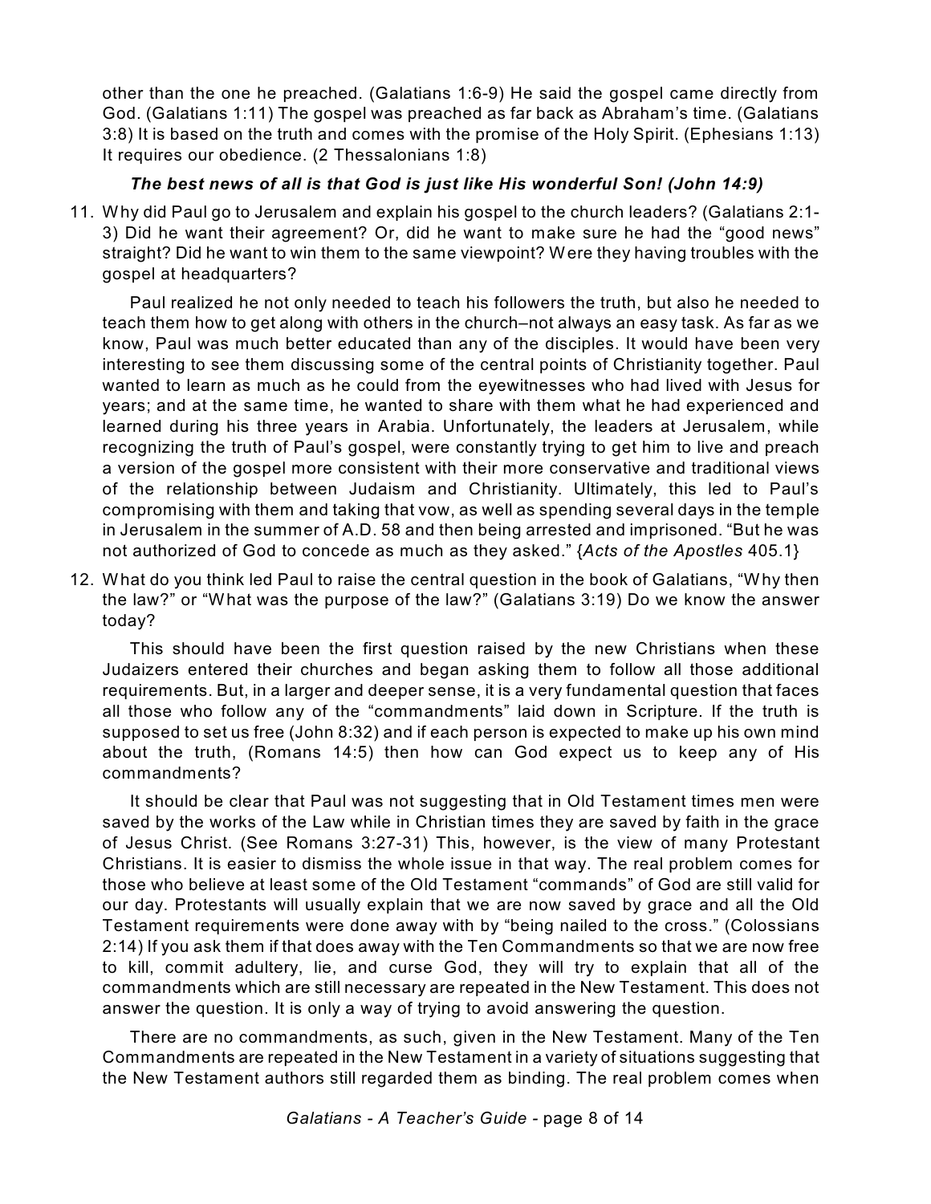other than the one he preached. (Galatians 1:6-9) He said the gospel came directly from God. (Galatians 1:11) The gospel was preached as far back as Abraham's time. (Galatians 3:8) It is based on the truth and comes with the promise of the Holy Spirit. (Ephesians 1:13) It requires our obedience. (2 Thessalonians 1:8)

***The best news of all is that God is just like His wonderful Son! (John 14:9)***

11. Why did Paul go to Jerusalem and explain his gospel to the church leaders? (Galatians 2:1-3) Did he want their agreement? Or, did he want to make sure he had the "good news" straight? Did he want to win them to the same viewpoint? Were they having troubles with the gospel at headquarters?

    Paul realized he not only needed to teach his followers the truth, but also he needed to teach them how to get along with others in the church–not always an easy task. As far as we know, Paul was much better educated than any of the disciples. It would have been very interesting to see them discussing some of the central points of Christianity together. Paul wanted to learn as much as he could from the eyewitnesses who had lived with Jesus for years; and at the same time, he wanted to share with them what he had experienced and learned during his three years in Arabia. Unfortunately, the leaders at Jerusalem, while recognizing the truth of Paul's gospel, were constantly trying to get him to live and preach a version of the gospel more consistent with their more conservative and traditional views of the relationship between Judaism and Christianity. Ultimately, this led to Paul's compromising with them and taking that vow, as well as spending several days in the temple in Jerusalem in the summer of A.D. 58 and then being arrested and imprisoned. "But he was not authorized of God to concede as much as they asked." {*Acts of the Apostles* 405.1}

12. What do you think led Paul to raise the central question in the book of Galatians, "Why then the law?" or "What was the purpose of the law?" (Galatians 3:19) Do we know the answer today?

    This should have been the first question raised by the new Christians when these Judaizers entered their churches and began asking them to follow all those additional requirements. But, in a larger and deeper sense, it is a very fundamental question that faces all those who follow any of the "commandments" laid down in Scripture. If the truth is supposed to set us free (John 8:32) and if each person is expected to make up his own mind about the truth, (Romans 14:5) then how can God expect us to keep any of His commandments?

    It should be clear that Paul was not suggesting that in Old Testament times men were saved by the works of the Law while in Christian times they are saved by faith in the grace of Jesus Christ. (See Romans 3:27-31) This, however, is the view of many Protestant Christians. It is easier to dismiss the whole issue in that way. The real problem comes for those who believe at least some of the Old Testament "commands" of God are still valid for our day. Protestants will usually explain that we are now saved by grace and all the Old Testament requirements were done away with by "being nailed to the cross." (Colossians 2:14) If you ask them if that does away with the Ten Commandments so that we are now free to kill, commit adultery, lie, and curse God, they will try to explain that all of the commandments which are still necessary are repeated in the New Testament. This does not answer the question. It is only a way of trying to avoid answering the question.

    There are no commandments, as such, given in the New Testament. Many of the Ten Commandments are repeated in the New Testament in a variety of situations suggesting that the New Testament authors still regarded them as binding. The real problem comes when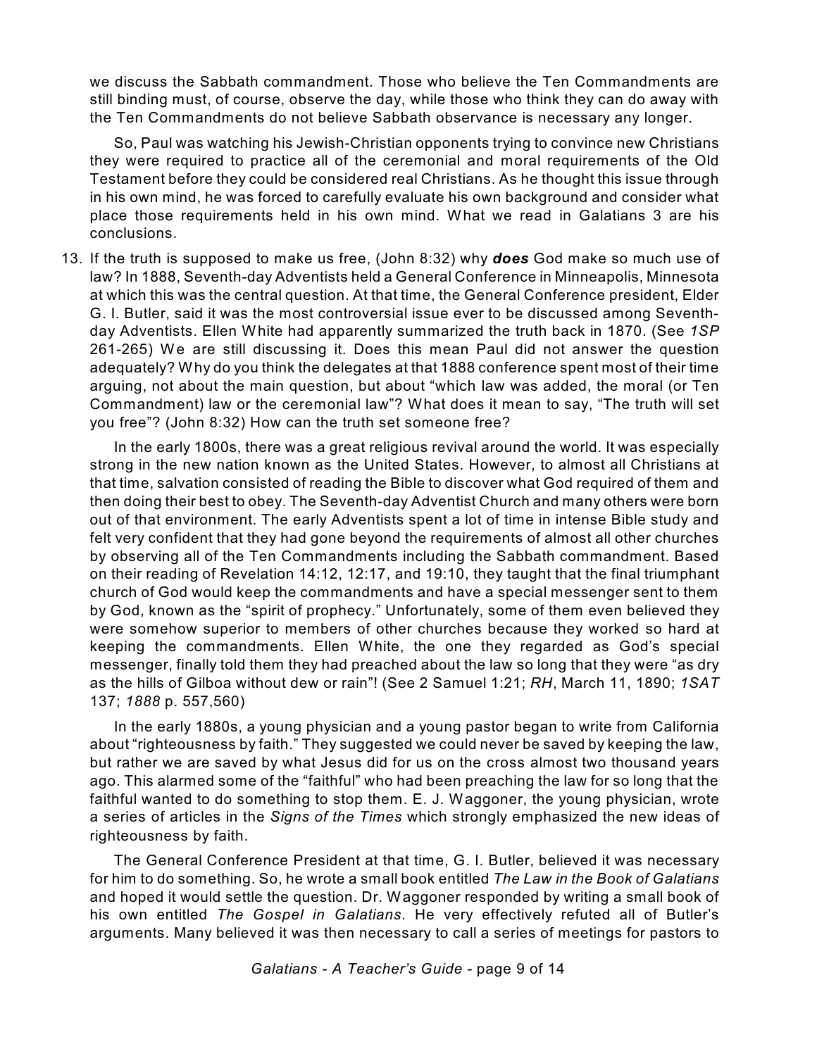we discuss the Sabbath commandment. Those who believe the Ten Commandments are still binding must, of course, observe the day, while those who think they can do away with the Ten Commandments do not believe Sabbath observance is necessary any longer.

So, Paul was watching his Jewish-Christian opponents trying to convince new Christians they were required to practice all of the ceremonial and moral requirements of the Old Testament before they could be considered real Christians. As he thought this issue through in his own mind, he was forced to carefully evaluate his own background and consider what place those requirements held in his own mind. What we read in Galatians 3 are his conclusions.

13. If the truth is supposed to make us free, (John 8:32) why ***does*** God make so much use of law? In 1888, Seventh-day Adventists held a General Conference in Minneapolis, Minnesota at which this was the central question. At that time, the General Conference president, Elder G. I. Butler, said it was the most controversial issue ever to be discussed among Seventh-day Adventists. Ellen White had apparently summarized the truth back in 1870. (See *1SP* 261-265) We are still discussing it. Does this mean Paul did not answer the question adequately? Why do you think the delegates at that 1888 conference spent most of their time arguing, not about the main question, but about "which law was added, the moral (or Ten Commandment) law or the ceremonial law"? What does it mean to say, "The truth will set you free"? (John 8:32) How can the truth set someone free?

    In the early 1800s, there was a great religious revival around the world. It was especially strong in the new nation known as the United States. However, to almost all Christians at that time, salvation consisted of reading the Bible to discover what God required of them and then doing their best to obey. The Seventh-day Adventist Church and many others were born out of that environment. The early Adventists spent a lot of time in intense Bible study and felt very confident that they had gone beyond the requirements of almost all other churches by observing all of the Ten Commandments including the Sabbath commandment. Based on their reading of Revelation 14:12, 12:17, and 19:10, they taught that the final triumphant church of God would keep the commandments and have a special messenger sent to them by God, known as the "spirit of prophecy." Unfortunately, some of them even believed they were somehow superior to members of other churches because they worked so hard at keeping the commandments. Ellen White, the one they regarded as God's special messenger, finally told them they had preached about the law so long that they were "as dry as the hills of Gilboa without dew or rain"! (See 2 Samuel 1:21; *RH*, March 11, 1890; *1SAT* 137; *1888* p. 557,560)

    In the early 1880s, a young physician and a young pastor began to write from California about "righteousness by faith." They suggested we could never be saved by keeping the law, but rather we are saved by what Jesus did for us on the cross almost two thousand years ago. This alarmed some of the "faithful" who had been preaching the law for so long that the faithful wanted to do something to stop them. E. J. Waggoner, the young physician, wrote a series of articles in the *Signs of the Times* which strongly emphasized the new ideas of righteousness by faith.

    The General Conference President at that time, G. I. Butler, believed it was necessary for him to do something. So, he wrote a small book entitled *The Law in the Book of Galatians* and hoped it would settle the question. Dr. Waggoner responded by writing a small book of his own entitled *The Gospel in Galatians*. He very effectively refuted all of Butler's arguments. Many believed it was then necessary to call a series of meetings for pastors to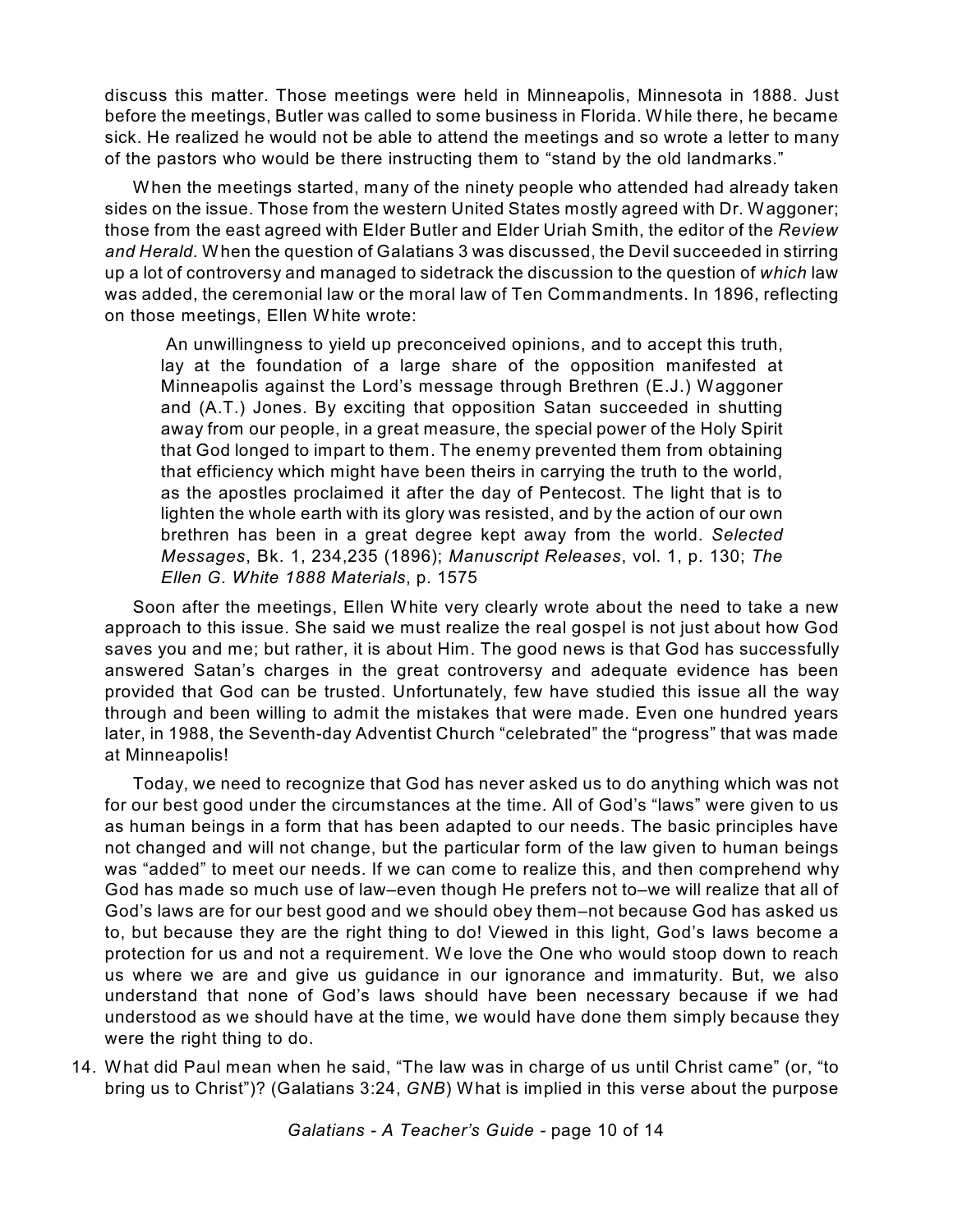discuss this matter. Those meetings were held in Minneapolis, Minnesota in 1888. Just before the meetings, Butler was called to some business in Florida. While there, he became sick. He realized he would not be able to attend the meetings and so wrote a letter to many of the pastors who would be there instructing them to "stand by the old landmarks."

When the meetings started, many of the ninety people who attended had already taken sides on the issue. Those from the western United States mostly agreed with Dr. Waggoner; those from the east agreed with Elder Butler and Elder Uriah Smith, the editor of the *Review and Herald.* When the question of Galatians 3 was discussed, the Devil succeeded in stirring up a lot of controversy and managed to sidetrack the discussion to the question of *which* law was added, the ceremonial law or the moral law of Ten Commandments. In 1896, reflecting on those meetings, Ellen White wrote:

> An unwillingness to yield up preconceived opinions, and to accept this truth, lay at the foundation of a large share of the opposition manifested at Minneapolis against the Lord's message through Brethren (E.J.) Waggoner and (A.T.) Jones. By exciting that opposition Satan succeeded in shutting away from our people, in a great measure, the special power of the Holy Spirit that God longed to impart to them. The enemy prevented them from obtaining that efficiency which might have been theirs in carrying the truth to the world, as the apostles proclaimed it after the day of Pentecost. The light that is to lighten the whole earth with its glory was resisted, and by the action of our own brethren has been in a great degree kept away from the world. *Selected Messages*, Bk. 1, 234,235 (1896); *Manuscript Releases*, vol. 1, p. 130; *The Ellen G. White 1888 Materials*, p. 1575

Soon after the meetings, Ellen White very clearly wrote about the need to take a new approach to this issue. She said we must realize the real gospel is not just about how God saves you and me; but rather, it is about Him. The good news is that God has successfully answered Satan's charges in the great controversy and adequate evidence has been provided that God can be trusted. Unfortunately, few have studied this issue all the way through and been willing to admit the mistakes that were made. Even one hundred years later, in 1988, the Seventh-day Adventist Church "celebrated" the "progress" that was made at Minneapolis!

Today, we need to recognize that God has never asked us to do anything which was not for our best good under the circumstances at the time. All of God's "laws" were given to us as human beings in a form that has been adapted to our needs. The basic principles have not changed and will not change, but the particular form of the law given to human beings was "added" to meet our needs. If we can come to realize this, and then comprehend why God has made so much use of law–even though He prefers not to–we will realize that all of God's laws are for our best good and we should obey them–not because God has asked us to, but because they are the right thing to do! Viewed in this light, God's laws become a protection for us and not a requirement. We love the One who would stoop down to reach us where we are and give us guidance in our ignorance and immaturity. But, we also understand that none of God's laws should have been necessary because if we had understood as we should have at the time, we would have done them simply because they were the right thing to do.

14. What did Paul mean when he said, "The law was in charge of us until Christ came" (or, "to bring us to Christ")? (Galatians 3:24, *GNB*) What is implied in this verse about the purpose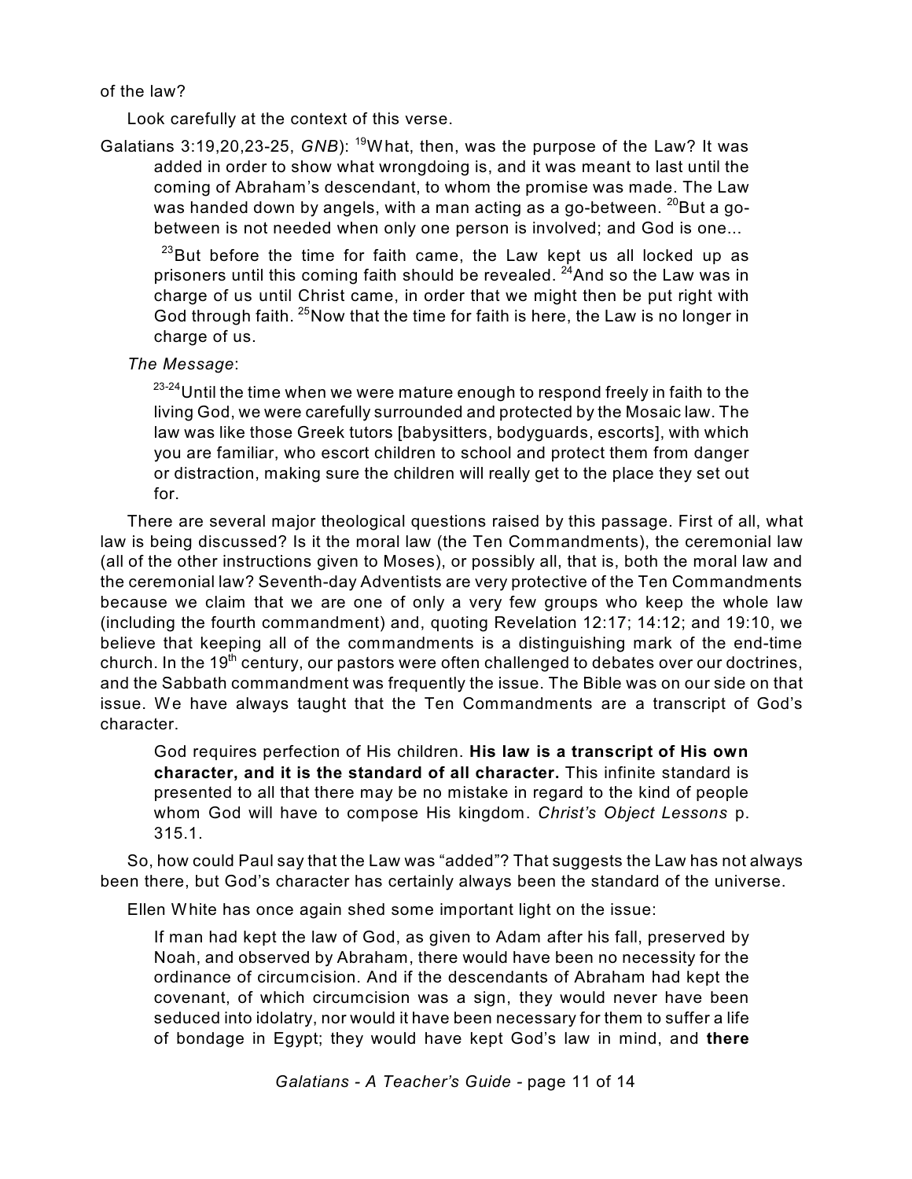of the law?

Look carefully at the context of this verse.

Galatians 3:19,20,23-25, *GNB*): [19]What, then, was the purpose of the Law? It was added in order to show what wrongdoing is, and it was meant to last until the coming of Abraham's descendant, to whom the promise was made. The Law was handed down by angels, with a man acting as a go-between. [20]But a go-between is not needed when only one person is involved; and God is one...

> [23]But before the time for faith came, the Law kept us all locked up as prisoners until this coming faith should be revealed. [24]And so the Law was in charge of us until Christ came, in order that we might then be put right with God through faith. [25]Now that the time for faith is here, the Law is no longer in charge of us.

*The Message*:

> [23-24]Until the time when we were mature enough to respond freely in faith to the living God, we were carefully surrounded and protected by the Mosaic law. The law was like those Greek tutors [babysitters, bodyguards, escorts], with which you are familiar, who escort children to school and protect them from danger or distraction, making sure the children will really get to the place they set out for.

There are several major theological questions raised by this passage. First of all, what law is being discussed? Is it the moral law (the Ten Commandments), the ceremonial law (all of the other instructions given to Moses), or possibly all, that is, both the moral law and the ceremonial law? Seventh-day Adventists are very protective of the Ten Commandments because we claim that we are one of only a very few groups who keep the whole law (including the fourth commandment) and, quoting Revelation 12:17; 14:12; and 19:10, we believe that keeping all of the commandments is a distinguishing mark of the end-time church. In the 19th century, our pastors were often challenged to debates over our doctrines, and the Sabbath commandment was frequently the issue. The Bible was on our side on that issue. We have always taught that the Ten Commandments are a transcript of God's character.

> God requires perfection of His children. **His law is a transcript of His own character, and it is the standard of all character.** This infinite standard is presented to all that there may be no mistake in regard to the kind of people whom God will have to compose His kingdom. *Christ's Object Lessons* p. 315.1.

So, how could Paul say that the Law was "added"? That suggests the Law has not always been there, but God's character has certainly always been the standard of the universe.

Ellen White has once again shed some important light on the issue:

> If man had kept the law of God, as given to Adam after his fall, preserved by Noah, and observed by Abraham, there would have been no necessity for the ordinance of circumcision. And if the descendants of Abraham had kept the covenant, of which circumcision was a sign, they would never have been seduced into idolatry, nor would it have been necessary for them to suffer a life of bondage in Egypt; they would have kept God's law in mind, and **there**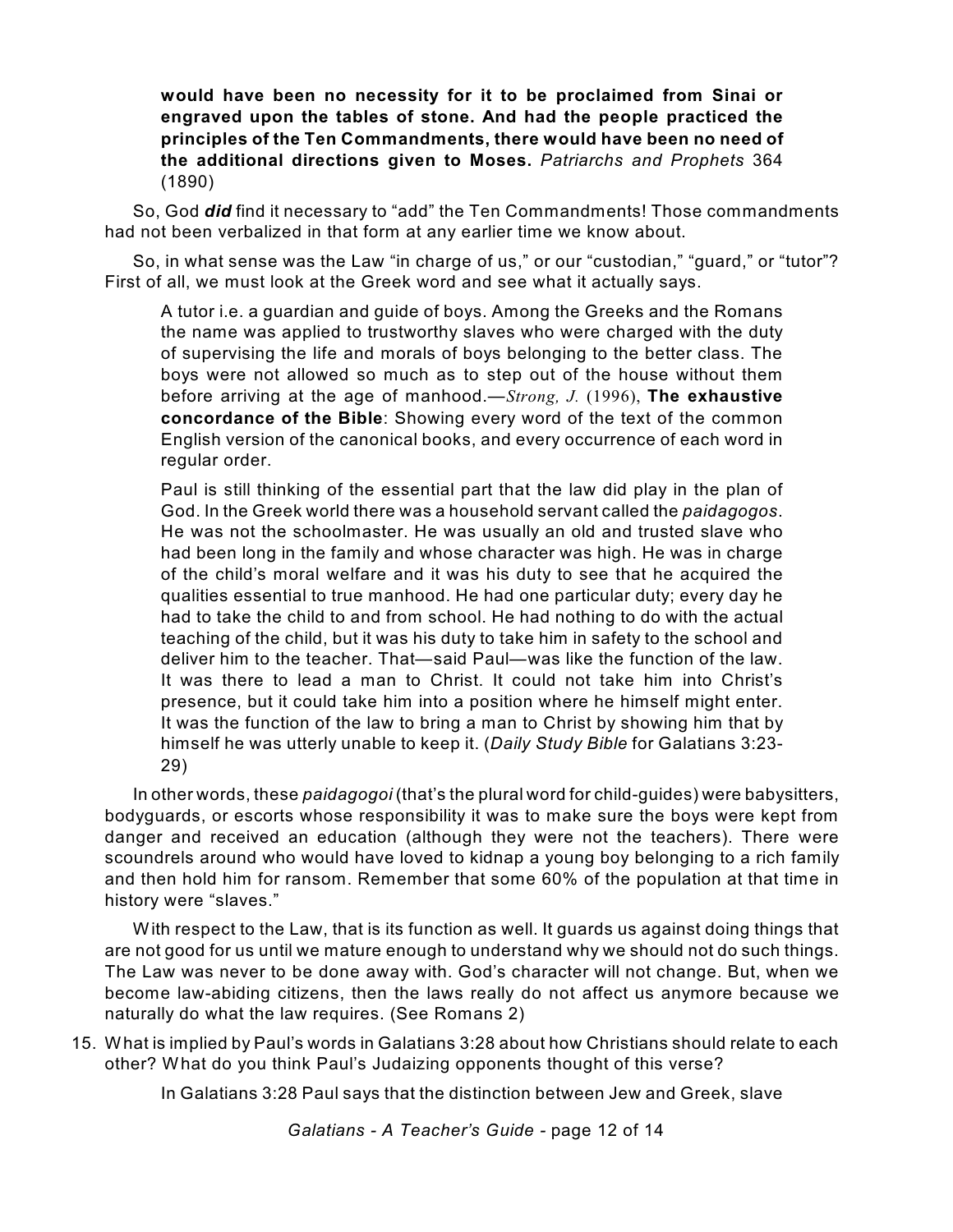**would have been no necessity for it to be proclaimed from Sinai or engraved upon the tables of stone. And had the people practiced the principles of the Ten Commandments, there would have been no need of the additional directions given to Moses.** *Patriarchs and Prophets* 364 (1890)

So, God ***did*** find it necessary to "add" the Ten Commandments! Those commandments had not been verbalized in that form at any earlier time we know about.

So, in what sense was the Law "in charge of us," or our "custodian," "guard," or "tutor"? First of all, we must look at the Greek word and see what it actually says.

> A tutor i.e. a guardian and guide of boys. Among the Greeks and the Romans the name was applied to trustworthy slaves who were charged with the duty of supervising the life and morals of boys belonging to the better class. The boys were not allowed so much as to step out of the house without them before arriving at the age of manhood.—*Strong, J.* (1996), **The exhaustive concordance of the Bible**: Showing every word of the text of the common English version of the canonical books, and every occurrence of each word in regular order.
>
> Paul is still thinking of the essential part that the law did play in the plan of God. In the Greek world there was a household servant called the *paidagogos*. He was not the schoolmaster. He was usually an old and trusted slave who had been long in the family and whose character was high. He was in charge of the child's moral welfare and it was his duty to see that he acquired the qualities essential to true manhood. He had one particular duty; every day he had to take the child to and from school. He had nothing to do with the actual teaching of the child, but it was his duty to take him in safety to the school and deliver him to the teacher. That—said Paul—was like the function of the law. It was there to lead a man to Christ. It could not take him into Christ's presence, but it could take him into a position where he himself might enter. It was the function of the law to bring a man to Christ by showing him that by himself he was utterly unable to keep it. (*Daily Study Bible* for Galatians 3:23-29)

In other words, these *paidagogoi* (that's the plural word for child-guides) were babysitters, bodyguards, or escorts whose responsibility it was to make sure the boys were kept from danger and received an education (although they were not the teachers). There were scoundrels around who would have loved to kidnap a young boy belonging to a rich family and then hold him for ransom. Remember that some 60% of the population at that time in history were "slaves."

With respect to the Law, that is its function as well. It guards us against doing things that are not good for us until we mature enough to understand why we should not do such things. The Law was never to be done away with. God's character will not change. But, when we become law-abiding citizens, then the laws really do not affect us anymore because we naturally do what the law requires. (See Romans 2)

15. What is implied by Paul's words in Galatians 3:28 about how Christians should relate to each other? What do you think Paul's Judaizing opponents thought of this verse?

    In Galatians 3:28 Paul says that the distinction between Jew and Greek, slave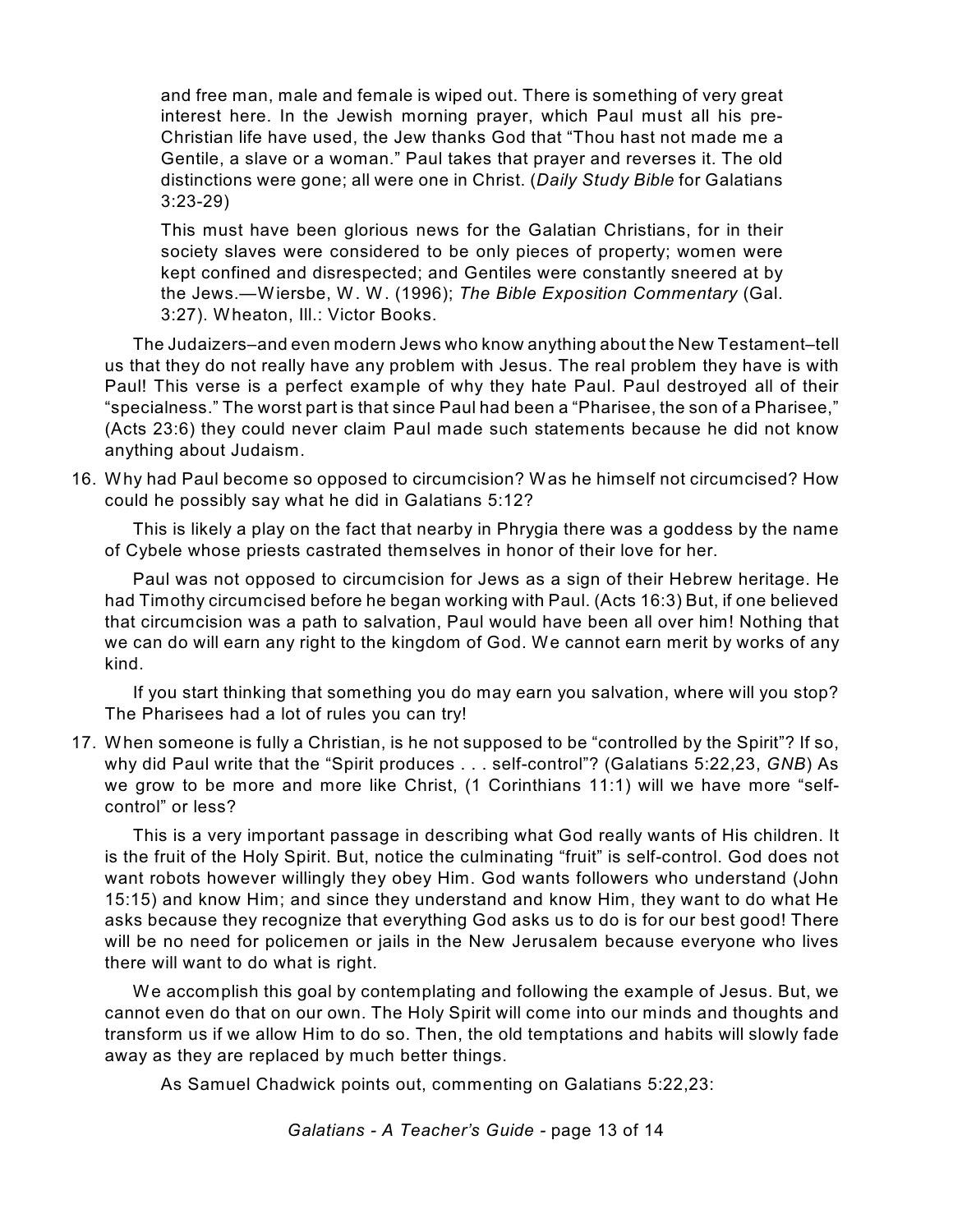> and free man, male and female is wiped out. There is something of very great interest here. In the Jewish morning prayer, which Paul must all his pre-Christian life have used, the Jew thanks God that “Thou hast not made me a Gentile, a slave or a woman.” Paul takes that prayer and reverses it. The old distinctions were gone; all were one in Christ. (*Daily Study Bible* for Galatians 3:23-29)
>
> This must have been glorious news for the Galatian Christians, for in their society slaves were considered to be only pieces of property; women were kept confined and disrespected; and Gentiles were constantly sneered at by the Jews.—Wiersbe, W. W. (1996); *The Bible Exposition Commentary* (Gal. 3:27). Wheaton, Ill.: Victor Books.

The Judaizers–and even modern Jews who know anything about the New Testament–tell us that they do not really have any problem with Jesus. The real problem they have is with Paul! This verse is a perfect example of why they hate Paul. Paul destroyed all of their “specialness.” The worst part is that since Paul had been a “Pharisee, the son of a Pharisee,” (Acts 23:6) they could never claim Paul made such statements because he did not know anything about Judaism.

16. Why had Paul become so opposed to circumcision? Was he himself not circumcised? How could he possibly say what he did in Galatians 5:12?

    This is likely a play on the fact that nearby in Phrygia there was a goddess by the name of Cybele whose priests castrated themselves in honor of their love for her.

    Paul was not opposed to circumcision for Jews as a sign of their Hebrew heritage. He had Timothy circumcised before he began working with Paul. (Acts 16:3) But, if one believed that circumcision was a path to salvation, Paul would have been all over him! Nothing that we can do will earn any right to the kingdom of God. We cannot earn merit by works of any kind.

    If you start thinking that something you do may earn you salvation, where will you stop? The Pharisees had a lot of rules you can try!

17. When someone is fully a Christian, is he not supposed to be “controlled by the Spirit”? If so, why did Paul write that the “Spirit produces . . . self-control”? (Galatians 5:22,23, *GNB*) As we grow to be more and more like Christ, (1 Corinthians 11:1) will we have more “self-control” or less?

    This is a very important passage in describing what God really wants of His children. It is the fruit of the Holy Spirit. But, notice the culminating “fruit” is self-control. God does not want robots however willingly they obey Him. God wants followers who understand (John 15:15) and know Him; and since they understand and know Him, they want to do what He asks because they recognize that everything God asks us to do is for our best good! There will be no need for policemen or jails in the New Jerusalem because everyone who lives there will want to do what is right.

    We accomplish this goal by contemplating and following the example of Jesus. But, we cannot even do that on our own. The Holy Spirit will come into our minds and thoughts and transform us if we allow Him to do so. Then, the old temptations and habits will slowly fade away as they are replaced by much better things.

    As Samuel Chadwick points out, commenting on Galatians 5:22,23: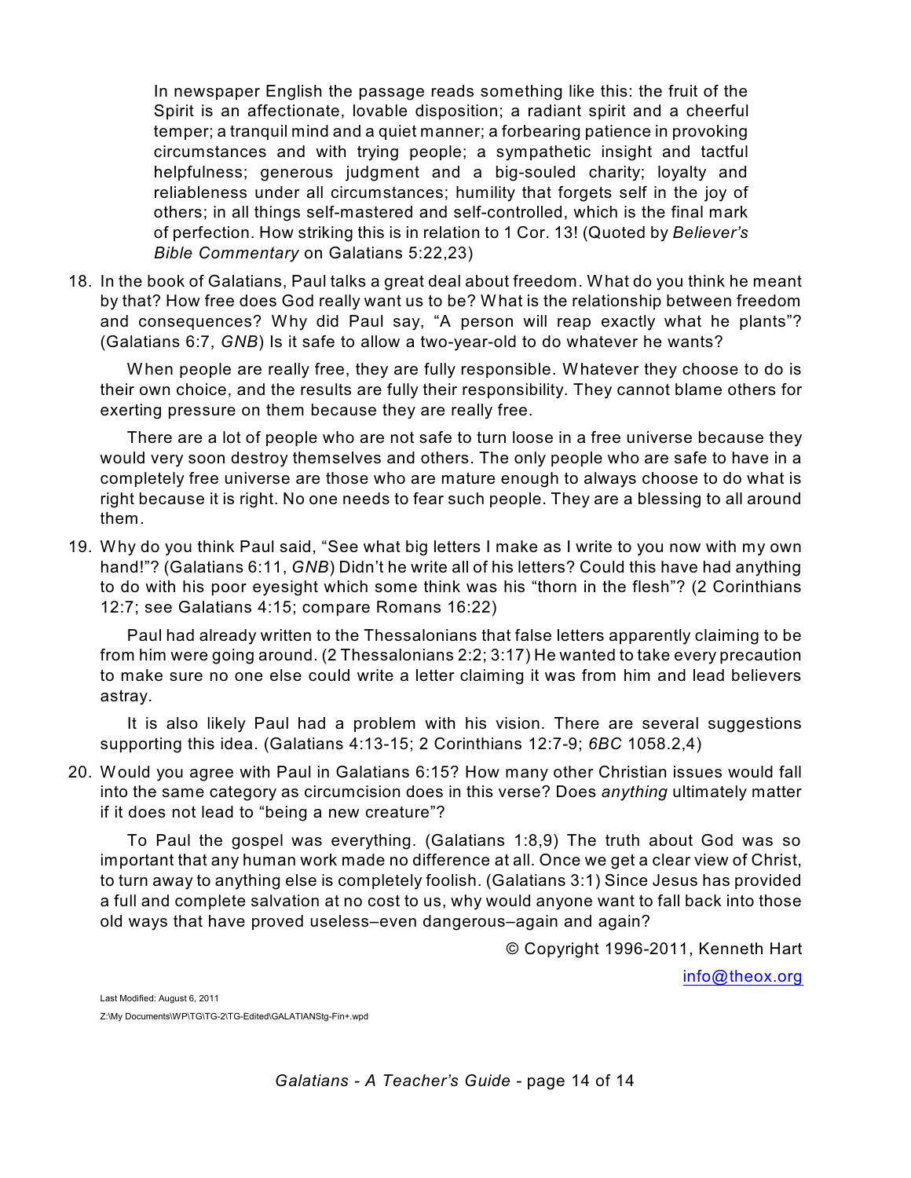> In newspaper English the passage reads something like this: the fruit of the Spirit is an affectionate, lovable disposition; a radiant spirit and a cheerful temper; a tranquil mind and a quiet manner; a forbearing patience in provoking circumstances and with trying people; a sympathetic insight and tactful helpfulness; generous judgment and a big-souled charity; loyalty and reliableness under all circumstances; humility that forgets self in the joy of others; in all things self-mastered and self-controlled, which is the final mark of perfection. How striking this is in relation to 1 Cor. 13! (Quoted by *Believer's Bible Commentary* on Galatians 5:22,23)

18. In the book of Galatians, Paul talks a great deal about freedom. What do you think he meant by that? How free does God really want us to be? What is the relationship between freedom and consequences? Why did Paul say, "A person will reap exactly what he plants"? (Galatians 6:7, *GNB*) Is it safe to allow a two-year-old to do whatever he wants?

    When people are really free, they are fully responsible. Whatever they choose to do is their own choice, and the results are fully their responsibility. They cannot blame others for exerting pressure on them because they are really free.

    There are a lot of people who are not safe to turn loose in a free universe because they would very soon destroy themselves and others. The only people who are safe to have in a completely free universe are those who are mature enough to always choose to do what is right because it is right. No one needs to fear such people. They are a blessing to all around them.

19. Why do you think Paul said, "See what big letters I make as I write to you now with my own hand!"? (Galatians 6:11, *GNB*) Didn't he write all of his letters? Could this have had anything to do with his poor eyesight which some think was his "thorn in the flesh"? (2 Corinthians 12:7; see Galatians 4:15; compare Romans 16:22)

    Paul had already written to the Thessalonians that false letters apparently claiming to be from him were going around. (2 Thessalonians 2:2; 3:17) He wanted to take every precaution to make sure no one else could write a letter claiming it was from him and lead believers astray.

    It is also likely Paul had a problem with his vision. There are several suggestions supporting this idea. (Galatians 4:13-15; 2 Corinthians 12:7-9; *6BC* 1058.2,4)

20. Would you agree with Paul in Galatians 6:15? How many other Christian issues would fall into the same category as circumcision does in this verse? Does *anything* ultimately matter if it does not lead to "being a new creature"?

    To Paul the gospel was everything. (Galatians 1:8,9) The truth about God was so important that any human work made no difference at all. Once we get a clear view of Christ, to turn away to anything else is completely foolish. (Galatians 3:1) Since Jesus has provided a full and complete salvation at no cost to us, why would anyone want to fall back into those old ways that have proved useless–even dangerous–again and again?

© Copyright 1996-2011, Kenneth Hart

info@theox.org

Last Modified: August 6, 2011

Z:\My Documents\WP\TG\TG-2\TG-Edited\GALATIANStg-Fin+.wpd